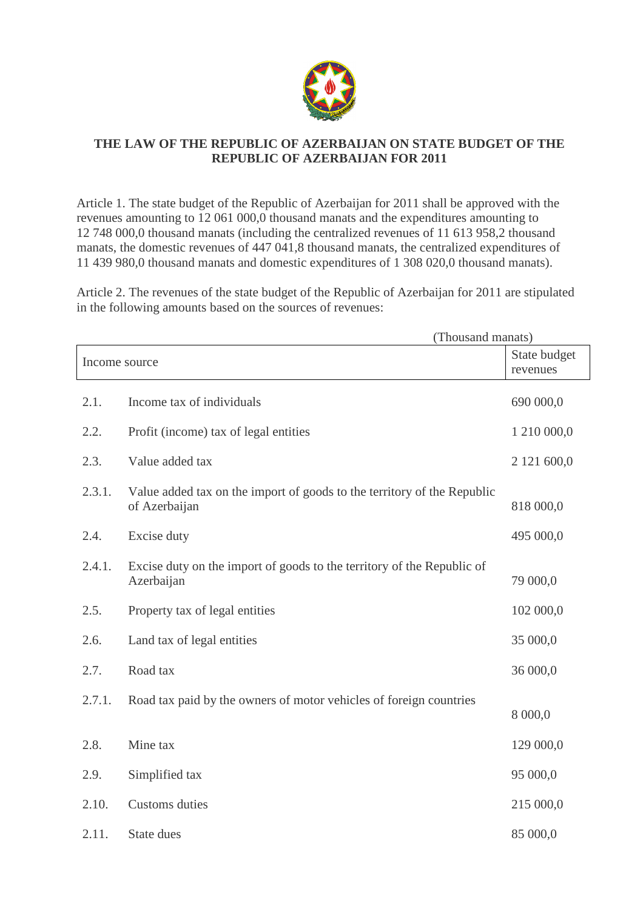# THE LAW OF THE REPUBLIC OF AZERBAIJAN ON STATE BUDGET OF THE REPUBLIC OF AZERBAIJAN FOR 2011

Article 1. The state budget of the Republic of Azerbaijan for 2011 shall be approved with the revenues amounting to 12 061 000,0 thousand manats and the expenditures amounting to 12 748 000,0 thousand manats (including the centralized revenues of 11 613 958,2 thousand manats, the domestic revenues of 447 041,8 thousand manats, the centralized expenditures of 11 439 980,0 thousand manats and domestic expenditures of 1 308 020,0 thousand manats).

Article 2. The revenues of the state budget of the Republic of Azerbaijan for 2011 are stipulated in the following amounts based on the sources of revenues:

(Thousand manats)

| Income source | | State budget revenues |
|---|---|---|
| 2.1. | Income tax of individuals | 690 000,0 |
| 2.2. | Profit (income) tax of legal entities | 1 210 000,0 |
| 2.3. | Value added tax | 2 121 600,0 |
| 2.3.1. | Value added tax on the import of goods to the territory of the Republic of Azerbaijan | 818 000,0 |
| 2.4. | Excise duty | 495 000,0 |
| 2.4.1. | Excise duty on the import of goods to the territory of the Republic of Azerbaijan | 79 000,0 |
| 2.5. | Property tax of legal entities | 102 000,0 |
| 2.6. | Land tax of legal entities | 35 000,0 |
| 2.7. | Road tax | 36 000,0 |
| 2.7.1. | Road tax paid by the owners of motor vehicles of foreign countries | 8 000,0 |
| 2.8. | Mine tax | 129 000,0 |
| 2.9. | Simplified tax | 95 000,0 |
| 2.10. | Customs duties | 215 000,0 |
| 2.11. | State dues | 85 000,0 |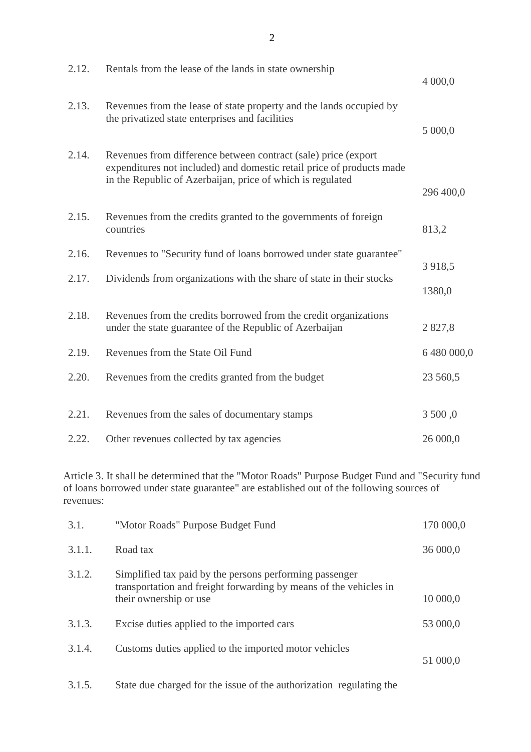| | | |
|---|---|---|
| 2.12. | Rentals from the lease of the lands in state ownership | 4 000,0 |
| 2.13. | Revenues from the lease of state property and the lands occupied by the privatized state enterprises and facilities | 5 000,0 |
| 2.14. | Revenues from difference between contract (sale) price (export expenditures not included) and domestic retail price of products made in the Republic of Azerbaijan, price of which is regulated | 296 400,0 |
| 2.15. | Revenues from the credits granted to the governments of foreign countries | 813,2 |
| 2.16. | Revenues to "Security fund of loans borrowed under state guarantee" | 3 918,5 |
| 2.17. | Dividends from organizations with the share of state in their stocks | 1380,0 |
| 2.18. | Revenues from the credits borrowed from the credit organizations under the state guarantee of the Republic of Azerbaijan | 2 827,8 |
| 2.19. | Revenues from the State Oil Fund | 6 480 000,0 |
| 2.20. | Revenues from the credits granted from the budget | 23 560,5 |
| 2.21. | Revenues from the sales of documentary stamps | 3 500 ,0 |
| 2.22. | Other revenues collected by tax agencies | 26 000,0 |

Article 3. It shall be determined that the "Motor Roads" Purpose Budget Fund and "Security fund of loans borrowed under state guarantee" are established out of the following sources of revenues:

| | | |
|---|---|---|
| 3.1. | "Motor Roads" Purpose Budget Fund | 170 000,0 |
| 3.1.1. | Road tax | 36 000,0 |
| 3.1.2. | Simplified tax paid by the persons performing passenger transportation and freight forwarding by means of the vehicles in their ownership or use | 10 000,0 |
| 3.1.3. | Excise duties applied to the imported cars | 53 000,0 |
| 3.1.4. | Customs duties applied to the imported motor vehicles | 51 000,0 |
| 3.1.5. | State due charged for the issue of the authorization regulating the | |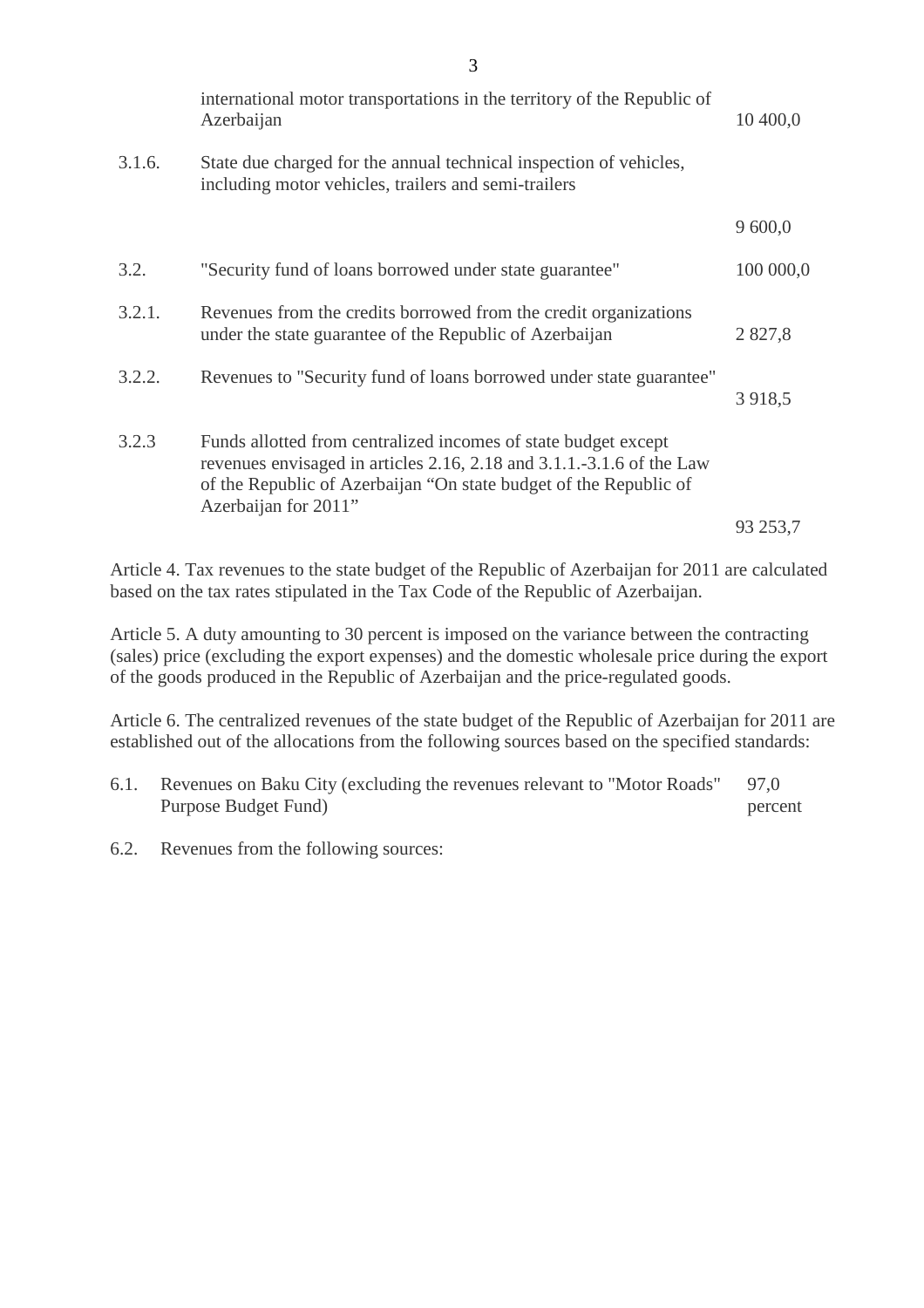| | | |
|---|---|---|
| | international motor transportations in the territory of the Republic of Azerbaijan | 10 400,0 |
| 3.1.6. | State due charged for the annual technical inspection of vehicles, including motor vehicles, trailers and semi-trailers | 9 600,0 |
| 3.2. | "Security fund of loans borrowed under state guarantee" | 100 000,0 |
| 3.2.1. | Revenues from the credits borrowed from the credit organizations under the state guarantee of the Republic of Azerbaijan | 2 827,8 |
| 3.2.2. | Revenues to "Security fund of loans borrowed under state guarantee" | 3 918,5 |
| 3.2.3 | Funds allotted from centralized incomes of state budget except revenues envisaged in articles 2.16, 2.18 and 3.1.1.-3.1.6 of the Law of the Republic of Azerbaijan "On state budget of the Republic of Azerbaijan for 2011" | 93 253,7 |

Article 4. Tax revenues to the state budget of the Republic of Azerbaijan for 2011 are calculated based on the tax rates stipulated in the Tax Code of the Republic of Azerbaijan.

Article 5. A duty amounting to 30 percent is imposed on the variance between the contracting (sales) price (excluding the export expenses) and the domestic wholesale price during the export of the goods produced in the Republic of Azerbaijan and the price-regulated goods.

Article 6. The centralized revenues of the state budget of the Republic of Azerbaijan for 2011 are established out of the allocations from the following sources based on the specified standards:

| | | |
|---|---|---|
| 6.1. | Revenues on Baku City (excluding the revenues relevant to "Motor Roads" Purpose Budget Fund) | 97,0 percent |
| 6.2. | Revenues from the following sources: | |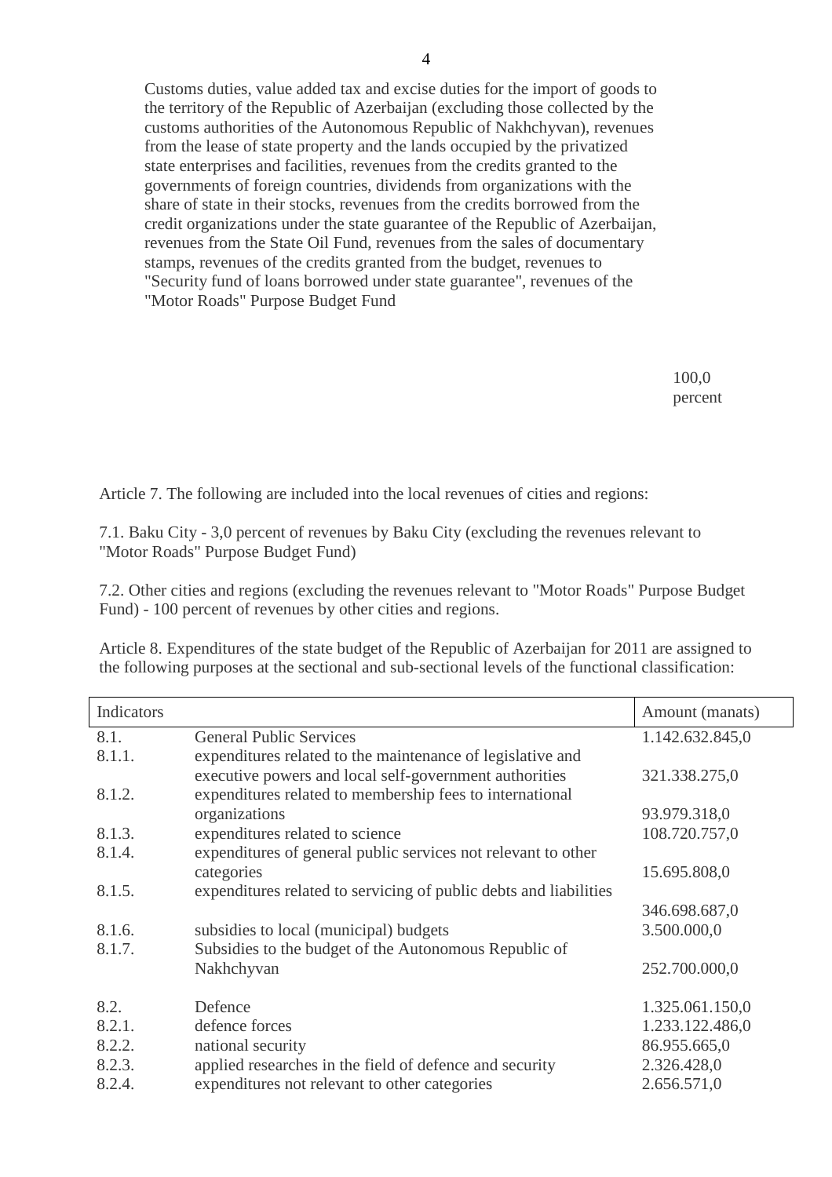Customs duties, value added tax and excise duties for the import of goods to the territory of the Republic of Azerbaijan (excluding those collected by the customs authorities of the Autonomous Republic of Nakhchyvan), revenues from the lease of state property and the lands occupied by the privatized state enterprises and facilities, revenues from the credits granted to the governments of foreign countries, dividends from organizations with the share of state in their stocks, revenues from the credits borrowed from the credit organizations under the state guarantee of the Republic of Azerbaijan, revenues from the State Oil Fund, revenues from the sales of documentary stamps, revenues of the credits granted from the budget, revenues to "Security fund of loans borrowed under state guarantee", revenues of the "Motor Roads" Purpose Budget Fund

100,0 percent

Article 7. The following are included into the local revenues of cities and regions:

7.1. Baku City - 3,0 percent of revenues by Baku City (excluding the revenues relevant to "Motor Roads" Purpose Budget Fund)

7.2. Other cities and regions (excluding the revenues relevant to "Motor Roads" Purpose Budget Fund) - 100 percent of revenues by other cities and regions.

Article 8. Expenditures of the state budget of the Republic of Azerbaijan for 2011 are assigned to the following purposes at the sectional and sub-sectional levels of the functional classification:

| Indicators | | Amount (manats) |
|---|---|---|
| 8.1. | General Public Services | 1.142.632.845,0 |
| 8.1.1. | expenditures related to the maintenance of legislative and executive powers and local self-government authorities | 321.338.275,0 |
| 8.1.2. | expenditures related to membership fees to international organizations | 93.979.318,0 |
| 8.1.3. | expenditures related to science | 108.720.757,0 |
| 8.1.4. | expenditures of general public services not relevant to other categories | 15.695.808,0 |
| 8.1.5. | expenditures related to servicing of public debts and liabilities | 346.698.687,0 |
| 8.1.6. | subsidies to local (municipal) budgets | 3.500.000,0 |
| 8.1.7. | Subsidies to the budget of the Autonomous Republic of Nakhchyvan | 252.700.000,0 |
| 8.2. | Defence | 1.325.061.150,0 |
| 8.2.1. | defence forces | 1.233.122.486,0 |
| 8.2.2. | national security | 86.955.665,0 |
| 8.2.3. | applied researches in the field of defence and security | 2.326.428,0 |
| 8.2.4. | expenditures not relevant to other categories | 2.656.571,0 |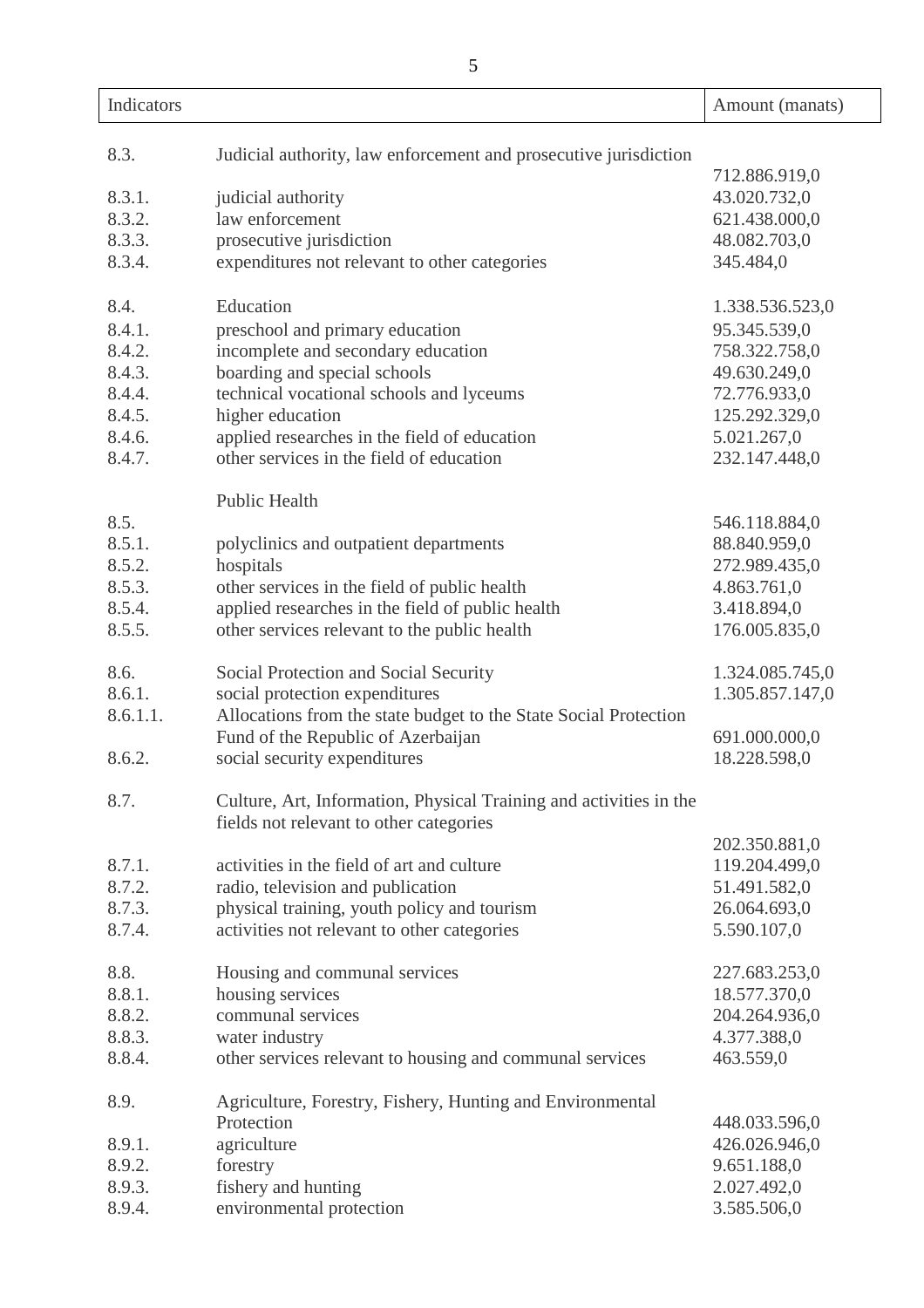| Indicators | | Amount (manats) |
| --- | --- | --- |
| 8.3. | Judicial authority, law enforcement and prosecutive jurisdiction | 712.886.919,0 |
| 8.3.1. | judicial authority | 43.020.732,0 |
| 8.3.2. | law enforcement | 621.438.000,0 |
| 8.3.3. | prosecutive jurisdiction | 48.082.703,0 |
| 8.3.4. | expenditures not relevant to other categories | 345.484,0 |
| 8.4. | Education | 1.338.536.523,0 |
| 8.4.1. | preschool and primary education | 95.345.539,0 |
| 8.4.2. | incomplete and secondary education | 758.322.758,0 |
| 8.4.3. | boarding and special schools | 49.630.249,0 |
| 8.4.4. | technical vocational schools and lyceums | 72.776.933,0 |
| 8.4.5. | higher education | 125.292.329,0 |
| 8.4.6. | applied researches in the field of education | 5.021.267,0 |
| 8.4.7. | other services in the field of education | 232.147.448,0 |
| 8.5. | Public Health | 546.118.884,0 |
| 8.5.1. | polyclinics and outpatient departments | 88.840.959,0 |
| 8.5.2. | hospitals | 272.989.435,0 |
| 8.5.3. | other services in the field of public health | 4.863.761,0 |
| 8.5.4. | applied researches in the field of public health | 3.418.894,0 |
| 8.5.5. | other services relevant to the public health | 176.005.835,0 |
| 8.6. | Social Protection and Social Security | 1.324.085.745,0 |
| 8.6.1. | social protection expenditures | 1.305.857.147,0 |
| 8.6.1.1. | Allocations from the state budget to the State Social Protection Fund of the Republic of Azerbaijan | 691.000.000,0 |
| 8.6.2. | social security expenditures | 18.228.598,0 |
| 8.7. | Culture, Art, Information, Physical Training and activities in the fields not relevant to other categories | 202.350.881,0 |
| 8.7.1. | activities in the field of art and culture | 119.204.499,0 |
| 8.7.2. | radio, television and publication | 51.491.582,0 |
| 8.7.3. | physical training, youth policy and tourism | 26.064.693,0 |
| 8.7.4. | activities not relevant to other categories | 5.590.107,0 |
| 8.8. | Housing and communal services | 227.683.253,0 |
| 8.8.1. | housing services | 18.577.370,0 |
| 8.8.2. | communal services | 204.264.936,0 |
| 8.8.3. | water industry | 4.377.388,0 |
| 8.8.4. | other services relevant to housing and communal services | 463.559,0 |
| 8.9. | Agriculture, Forestry, Fishery, Hunting and Environmental Protection | 448.033.596,0 |
| 8.9.1. | agriculture | 426.026.946,0 |
| 8.9.2. | forestry | 9.651.188,0 |
| 8.9.3. | fishery and hunting | 2.027.492,0 |
| 8.9.4. | environmental protection | 3.585.506,0 |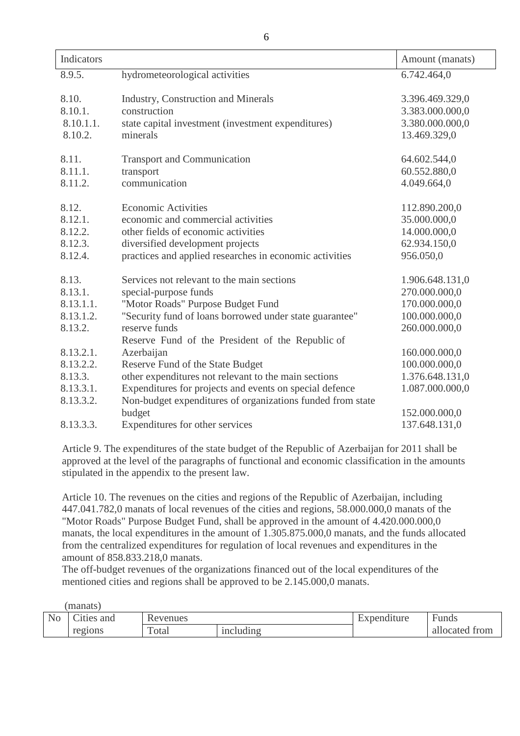| Indicators | | Amount (manats) |
|---|---|---|
| 8.9.5. | hydrometeorological activities | 6.742.464,0 |
| 8.10. | Industry, Construction and Minerals | 3.396.469.329,0 |
| 8.10.1. | construction | 3.383.000.000,0 |
| 8.10.1.1. | state capital investment (investment expenditures) | 3.380.000.000,0 |
| 8.10.2. | minerals | 13.469.329,0 |
| 8.11. | Transport and Communication | 64.602.544,0 |
| 8.11.1. | transport | 60.552.880,0 |
| 8.11.2. | communication | 4.049.664,0 |
| 8.12. | Economic Activities | 112.890.200,0 |
| 8.12.1. | economic and commercial activities | 35.000.000,0 |
| 8.12.2. | other fields of economic activities | 14.000.000,0 |
| 8.12.3. | diversified development projects | 62.934.150,0 |
| 8.12.4. | practices and applied researches in economic activities | 956.050,0 |
| 8.13. | Services not relevant to the main sections | 1.906.648.131,0 |
| 8.13.1. | special-purpose funds | 270.000.000,0 |
| 8.13.1.1. | "Motor Roads" Purpose Budget Fund | 170.000.000,0 |
| 8.13.1.2. | "Security fund of loans borrowed under state guarantee" | 100.000.000,0 |
| 8.13.2. | reserve funds | 260.000.000,0 |
| 8.13.2.1. | Reserve Fund of the President of the Republic of Azerbaijan | 160.000.000,0 |
| 8.13.2.2. | Reserve Fund of the State Budget | 100.000.000,0 |
| 8.13.3. | other expenditures not relevant to the main sections | 1.376.648.131,0 |
| 8.13.3.1. | Expenditures for projects and events on special defence | 1.087.000.000,0 |
| 8.13.3.2. | Non-budget expenditures of organizations funded from state budget | 152.000.000,0 |
| 8.13.3.3. | Expenditures for other services | 137.648.131,0 |

Article 9. The expenditures of the state budget of the Republic of Azerbaijan for 2011 shall be approved at the level of the paragraphs of functional and economic classification in the amounts stipulated in the appendix to the present law.

Article 10. The revenues on the cities and regions of the Republic of Azerbaijan, including 447.041.782,0 manats of local revenues of the cities and regions, 58.000.000,0 manats of the "Motor Roads" Purpose Budget Fund, shall be approved in the amount of 4.420.000.000,0 manats, the local expenditures in the amount of 1.305.875.000,0 manats, and the funds allocated from the centralized expenditures for regulation of local revenues and expenditures in the amount of 858.833.218,0 manats.
The off-budget revenues of the organizations financed out of the local expenditures of the mentioned cities and regions shall be approved to be 2.145.000,0 manats.

(manats)

| No | Cities and regions | Revenues | | Expenditure | Funds allocated from |
|---|---|---|---|---|---|
| | | Total | including | | |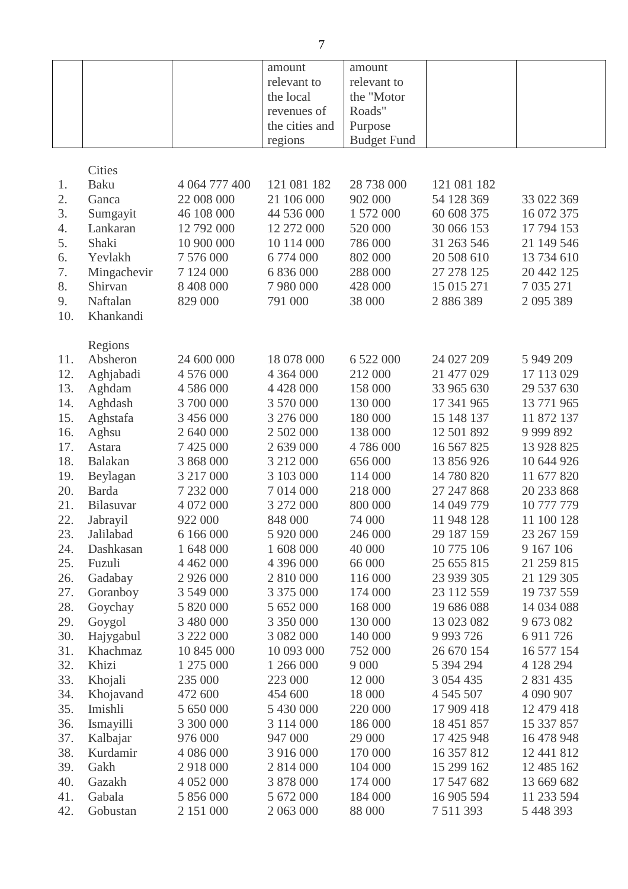|  |  |  | amount relevant to the local revenues of the cities and regions | amount relevant to the "Motor Roads" Purpose Budget Fund |  |  |
|---|---|---|---|---|---|---|
|  | Cities |  |  |  |  |  |
| 1. | Baku | 4 064 777 400 | 121 081 182 | 28 738 000 | 121 081 182 |  |
| 2. | Ganca | 22 008 000 | 21 106 000 | 902 000 | 54 128 369 | 33 022 369 |
| 3. | Sumgayit | 46 108 000 | 44 536 000 | 1 572 000 | 60 608 375 | 16 072 375 |
| 4. | Lankaran | 12 792 000 | 12 272 000 | 520 000 | 30 066 153 | 17 794 153 |
| 5. | Shaki | 10 900 000 | 10 114 000 | 786 000 | 31 263 546 | 21 149 546 |
| 6. | Yevlakh | 7 576 000 | 6 774 000 | 802 000 | 20 508 610 | 13 734 610 |
| 7. | Mingachevir | 7 124 000 | 6 836 000 | 288 000 | 27 278 125 | 20 442 125 |
| 8. | Shirvan | 8 408 000 | 7 980 000 | 428 000 | 15 015 271 | 7 035 271 |
| 9. | Naftalan | 829 000 | 791 000 | 38 000 | 2 886 389 | 2 095 389 |
| 10. | Khankandi |  |  |  |  |  |
|  | Regions |  |  |  |  |  |
| 11. | Absheron | 24 600 000 | 18 078 000 | 6 522 000 | 24 027 209 | 5 949 209 |
| 12. | Aghjabadi | 4 576 000 | 4 364 000 | 212 000 | 21 477 029 | 17 113 029 |
| 13. | Aghdam | 4 586 000 | 4 428 000 | 158 000 | 33 965 630 | 29 537 630 |
| 14. | Aghdash | 3 700 000 | 3 570 000 | 130 000 | 17 341 965 | 13 771 965 |
| 15. | Aghstafa | 3 456 000 | 3 276 000 | 180 000 | 15 148 137 | 11 872 137 |
| 16. | Aghsu | 2 640 000 | 2 502 000 | 138 000 | 12 501 892 | 9 999 892 |
| 17. | Astara | 7 425 000 | 2 639 000 | 4 786 000 | 16 567 825 | 13 928 825 |
| 18. | Balakan | 3 868 000 | 3 212 000 | 656 000 | 13 856 926 | 10 644 926 |
| 19. | Beylagan | 3 217 000 | 3 103 000 | 114 000 | 14 780 820 | 11 677 820 |
| 20. | Barda | 7 232 000 | 7 014 000 | 218 000 | 27 247 868 | 20 233 868 |
| 21. | Bilasuvar | 4 072 000 | 3 272 000 | 800 000 | 14 049 779 | 10 777 779 |
| 22. | Jabrayil | 922 000 | 848 000 | 74 000 | 11 948 128 | 11 100 128 |
| 23. | Jalilabad | 6 166 000 | 5 920 000 | 246 000 | 29 187 159 | 23 267 159 |
| 24. | Dashkasan | 1 648 000 | 1 608 000 | 40 000 | 10 775 106 | 9 167 106 |
| 25. | Fuzuli | 4 462 000 | 4 396 000 | 66 000 | 25 655 815 | 21 259 815 |
| 26. | Gadabay | 2 926 000 | 2 810 000 | 116 000 | 23 939 305 | 21 129 305 |
| 27. | Goranboy | 3 549 000 | 3 375 000 | 174 000 | 23 112 559 | 19 737 559 |
| 28. | Goychay | 5 820 000 | 5 652 000 | 168 000 | 19 686 088 | 14 034 088 |
| 29. | Goygol | 3 480 000 | 3 350 000 | 130 000 | 13 023 082 | 9 673 082 |
| 30. | Hajygabul | 3 222 000 | 3 082 000 | 140 000 | 9 993 726 | 6 911 726 |
| 31. | Khachmaz | 10 845 000 | 10 093 000 | 752 000 | 26 670 154 | 16 577 154 |
| 32. | Khizi | 1 275 000 | 1 266 000 | 9 000 | 5 394 294 | 4 128 294 |
| 33. | Khojali | 235 000 | 223 000 | 12 000 | 3 054 435 | 2 831 435 |
| 34. | Khojavand | 472 600 | 454 600 | 18 000 | 4 545 507 | 4 090 907 |
| 35. | Imishli | 5 650 000 | 5 430 000 | 220 000 | 17 909 418 | 12 479 418 |
| 36. | Ismayilli | 3 300 000 | 3 114 000 | 186 000 | 18 451 857 | 15 337 857 |
| 37. | Kalbajar | 976 000 | 947 000 | 29 000 | 17 425 948 | 16 478 948 |
| 38. | Kurdamir | 4 086 000 | 3 916 000 | 170 000 | 16 357 812 | 12 441 812 |
| 39. | Gakh | 2 918 000 | 2 814 000 | 104 000 | 15 299 162 | 12 485 162 |
| 40. | Gazakh | 4 052 000 | 3 878 000 | 174 000 | 17 547 682 | 13 669 682 |
| 41. | Gabala | 5 856 000 | 5 672 000 | 184 000 | 16 905 594 | 11 233 594 |
| 42. | Gobustan | 2 151 000 | 2 063 000 | 88 000 | 7 511 393 | 5 448 393 |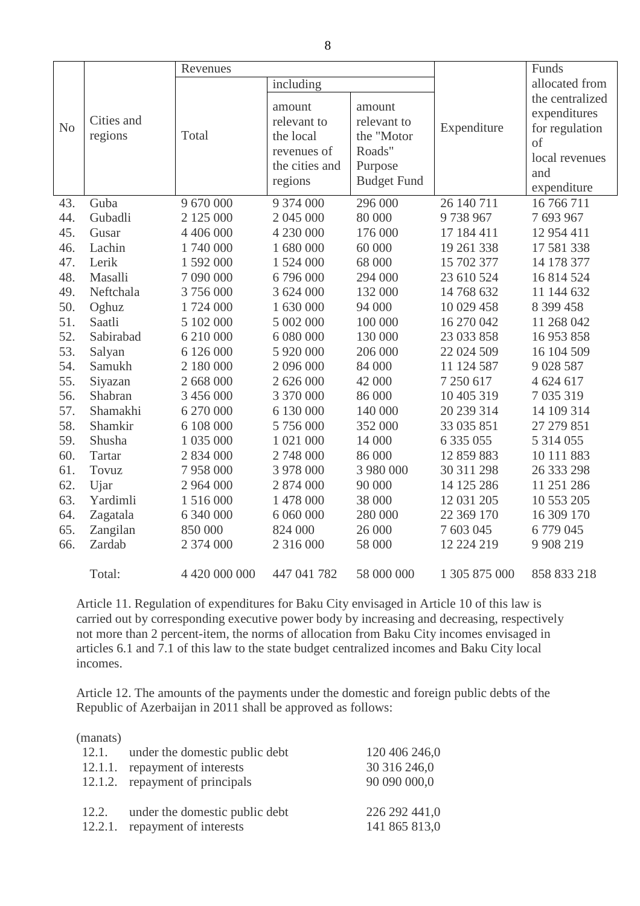| No | Cities and regions | Revenues | | | Expenditure | Funds allocated from the centralized expenditures for regulation of local revenues and expenditure |
|---|---|---|---|---|---|---|
| | | Total | including | | | |
| | | | amount relevant to the local revenues of the cities and regions | amount relevant to the "Motor Roads" Purpose Budget Fund | | |
| 43. | Guba | 9 670 000 | 9 374 000 | 296 000 | 26 140 711 | 16 766 711 |
| 44. | Gubadli | 2 125 000 | 2 045 000 | 80 000 | 9 738 967 | 7 693 967 |
| 45. | Gusar | 4 406 000 | 4 230 000 | 176 000 | 17 184 411 | 12 954 411 |
| 46. | Lachin | 1 740 000 | 1 680 000 | 60 000 | 19 261 338 | 17 581 338 |
| 47. | Lerik | 1 592 000 | 1 524 000 | 68 000 | 15 702 377 | 14 178 377 |
| 48. | Masalli | 7 090 000 | 6 796 000 | 294 000 | 23 610 524 | 16 814 524 |
| 49. | Neftchala | 3 756 000 | 3 624 000 | 132 000 | 14 768 632 | 11 144 632 |
| 50. | Oghuz | 1 724 000 | 1 630 000 | 94 000 | 10 029 458 | 8 399 458 |
| 51. | Saatli | 5 102 000 | 5 002 000 | 100 000 | 16 270 042 | 11 268 042 |
| 52. | Sabirabad | 6 210 000 | 6 080 000 | 130 000 | 23 033 858 | 16 953 858 |
| 53. | Salyan | 6 126 000 | 5 920 000 | 206 000 | 22 024 509 | 16 104 509 |
| 54. | Samukh | 2 180 000 | 2 096 000 | 84 000 | 11 124 587 | 9 028 587 |
| 55. | Siyazan | 2 668 000 | 2 626 000 | 42 000 | 7 250 617 | 4 624 617 |
| 56. | Shabran | 3 456 000 | 3 370 000 | 86 000 | 10 405 319 | 7 035 319 |
| 57. | Shamakhi | 6 270 000 | 6 130 000 | 140 000 | 20 239 314 | 14 109 314 |
| 58. | Shamkir | 6 108 000 | 5 756 000 | 352 000 | 33 035 851 | 27 279 851 |
| 59. | Shusha | 1 035 000 | 1 021 000 | 14 000 | 6 335 055 | 5 314 055 |
| 60. | Tartar | 2 834 000 | 2 748 000 | 86 000 | 12 859 883 | 10 111 883 |
| 61. | Tovuz | 7 958 000 | 3 978 000 | 3 980 000 | 30 311 298 | 26 333 298 |
| 62. | Ujar | 2 964 000 | 2 874 000 | 90 000 | 14 125 286 | 11 251 286 |
| 63. | Yardimli | 1 516 000 | 1 478 000 | 38 000 | 12 031 205 | 10 553 205 |
| 64. | Zagatala | 6 340 000 | 6 060 000 | 280 000 | 22 369 170 | 16 309 170 |
| 65. | Zangilan | 850 000 | 824 000 | 26 000 | 7 603 045 | 6 779 045 |
| 66. | Zardab | 2 374 000 | 2 316 000 | 58 000 | 12 224 219 | 9 908 219 |
| | Total: | 4 420 000 000 | 447 041 782 | 58 000 000 | 1 305 875 000 | 858 833 218 |

Article 11. Regulation of expenditures for Baku City envisaged in Article 10 of this law is carried out by corresponding executive power body by increasing and decreasing, respectively not more than 2 percent-item, the norms of allocation from Baku City incomes envisaged in articles 6.1 and 7.1 of this law to the state budget centralized incomes and Baku City local incomes.

Article 12. The amounts of the payments under the domestic and foreign public debts of the Republic of Azerbaijan in 2011 shall be approved as follows:

(manats)

| | | |
|---|---|---|
| 12.1. | under the domestic public debt | 120 406 246,0 |
| 12.1.1. | repayment of interests | 30 316 246,0 |
| 12.1.2. | repayment of principals | 90 090 000,0 |
| | | |
| 12.2. | under the domestic public debt | 226 292 441,0 |
| 12.2.1. | repayment of interests | 141 865 813,0 |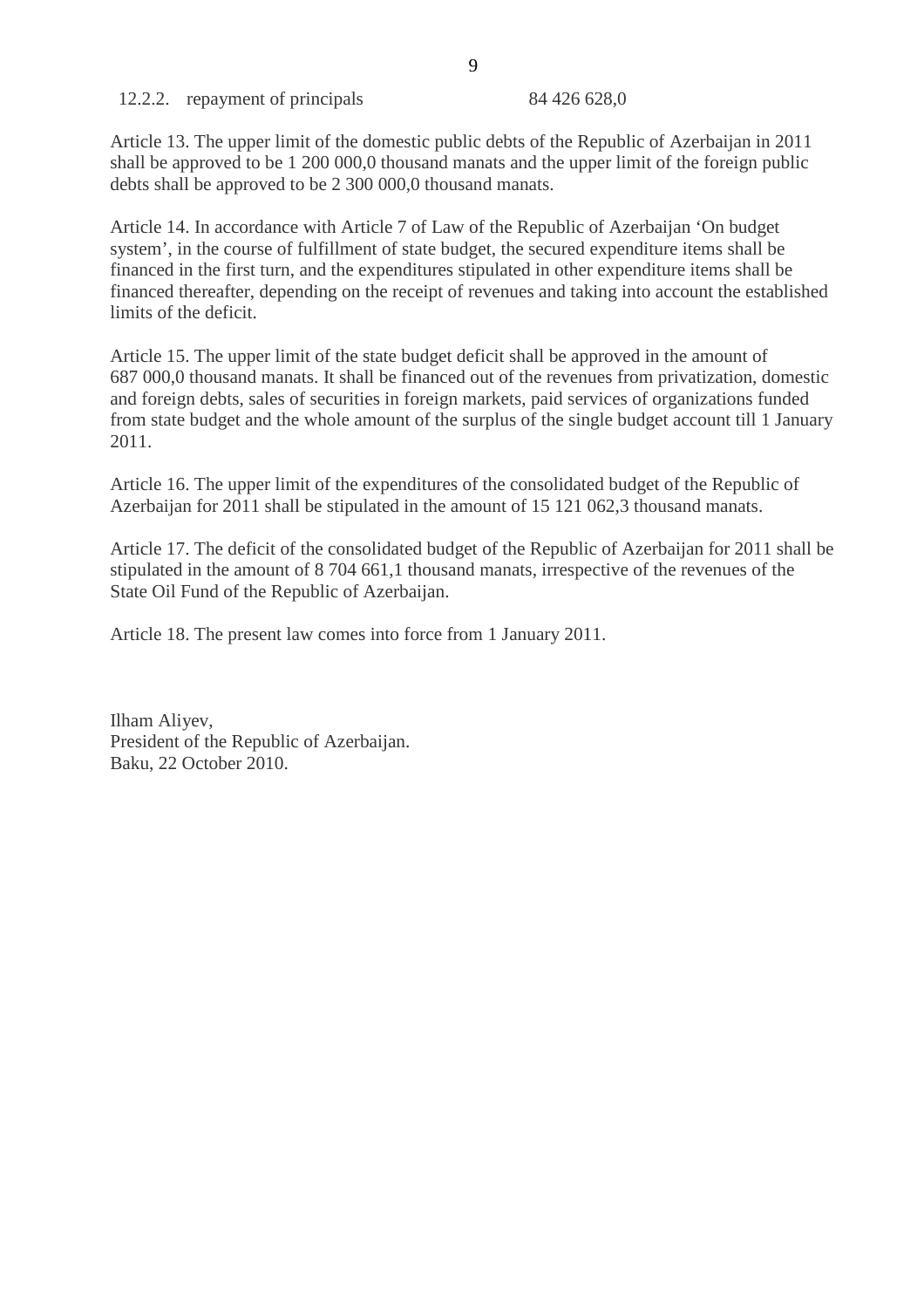12.2.2. repayment of principals 84 426 628,0

Article 13. The upper limit of the domestic public debts of the Republic of Azerbaijan in 2011 shall be approved to be 1 200 000,0 thousand manats and the upper limit of the foreign public debts shall be approved to be 2 300 000,0 thousand manats.

Article 14. In accordance with Article 7 of Law of the Republic of Azerbaijan 'On budget system', in the course of fulfillment of state budget, the secured expenditure items shall be financed in the first turn, and the expenditures stipulated in other expenditure items shall be financed thereafter, depending on the receipt of revenues and taking into account the established limits of the deficit.

Article 15. The upper limit of the state budget deficit shall be approved in the amount of 687 000,0 thousand manats. It shall be financed out of the revenues from privatization, domestic and foreign debts, sales of securities in foreign markets, paid services of organizations funded from state budget and the whole amount of the surplus of the single budget account till 1 January 2011.

Article 16. The upper limit of the expenditures of the consolidated budget of the Republic of Azerbaijan for 2011 shall be stipulated in the amount of 15 121 062,3 thousand manats.

Article 17. The deficit of the consolidated budget of the Republic of Azerbaijan for 2011 shall be stipulated in the amount of 8 704 661,1 thousand manats, irrespective of the revenues of the State Oil Fund of the Republic of Azerbaijan.

Article 18. The present law comes into force from 1 January 2011.

Ilham Aliyev,
President of the Republic of Azerbaijan.
Baku, 22 October 2010.